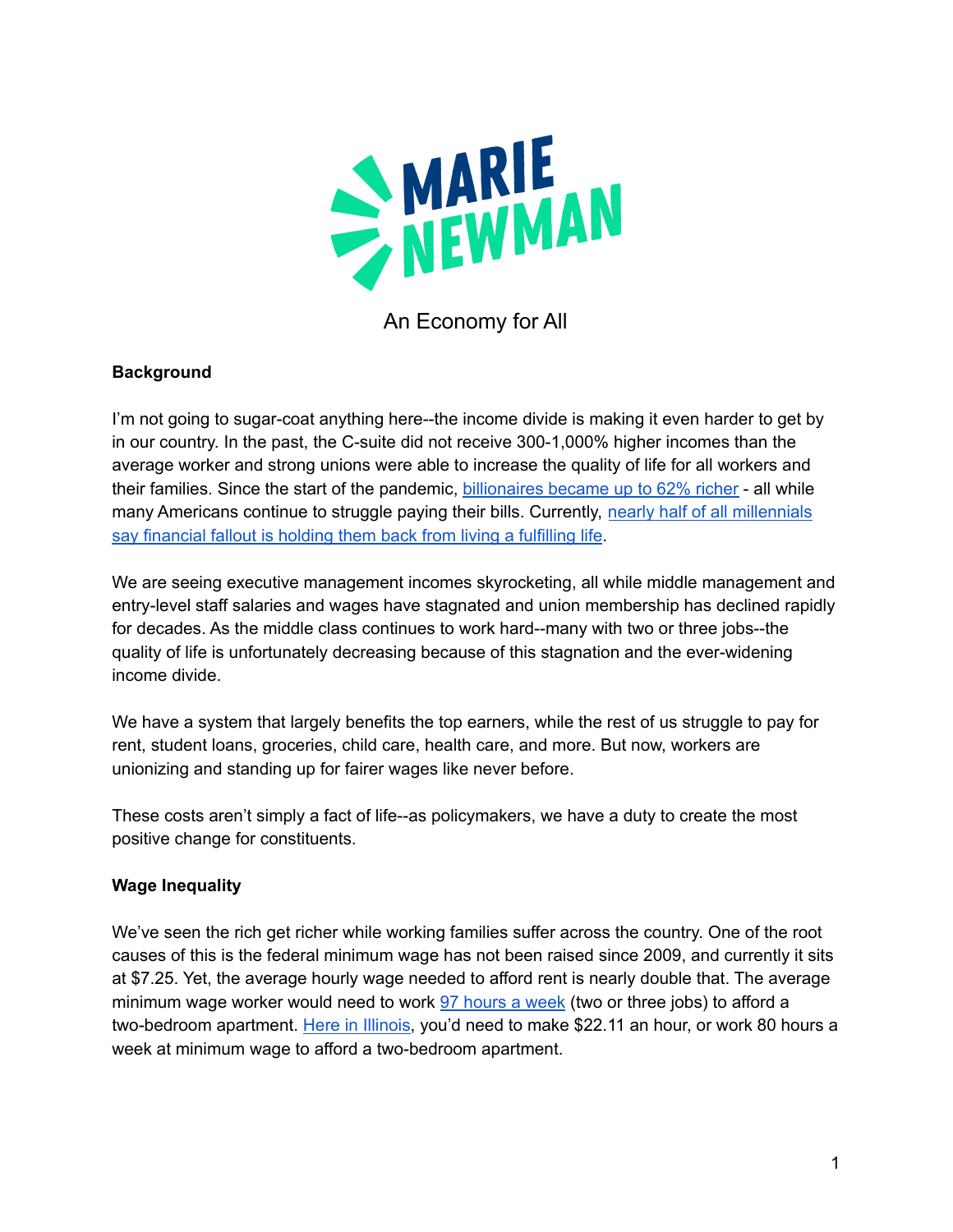MARIE NEWMAN

# An Economy for All

## Background

I'm not going to sugar-coat anything here--the income divide is making it even harder to get by in our country. In the past, the C-suite did not receive 300-1,000% higher incomes than the average worker and strong unions were able to increase the quality of life for all workers and their families. Since the start of the pandemic, billionaires became up to 62% richer - all while many Americans continue to struggle paying their bills. Currently, nearly half of all millennials say financial fallout is holding them back from living a fulfilling life.

We are seeing executive management incomes skyrocketing, all while middle management and entry-level staff salaries and wages have stagnated and union membership has declined rapidly for decades. As the middle class continues to work hard--many with two or three jobs--the quality of life is unfortunately decreasing because of this stagnation and the ever-widening income divide.

We have a system that largely benefits the top earners, while the rest of us struggle to pay for rent, student loans, groceries, child care, health care, and more. But now, workers are unionizing and standing up for fairer wages like never before.

These costs aren't simply a fact of life--as policymakers, we have a duty to create the most positive change for constituents.

## Wage Inequality

We've seen the rich get richer while working families suffer across the country. One of the root causes of this is the federal minimum wage has not been raised since 2009, and currently it sits at $7.25. Yet, the average hourly wage needed to afford rent is nearly double that. The average minimum wage worker would need to work 97 hours a week (two or three jobs) to afford a two-bedroom apartment. Here in Illinois, you'd need to make $22.11 an hour, or work 80 hours a week at minimum wage to afford a two-bedroom apartment.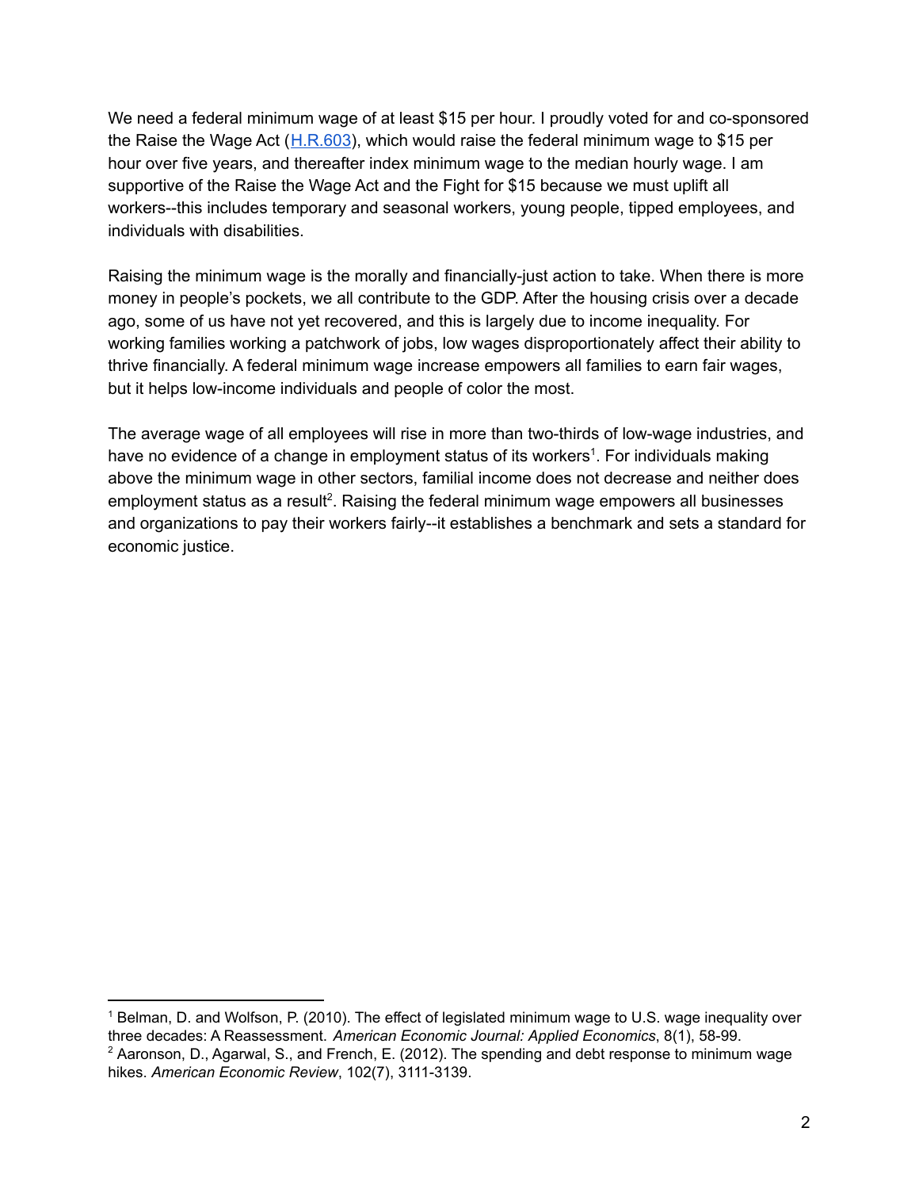We need a federal minimum wage of at least $15 per hour. I proudly voted for and co-sponsored the Raise the Wage Act (H.R.603), which would raise the federal minimum wage to $15 per hour over five years, and thereafter index minimum wage to the median hourly wage. I am supportive of the Raise the Wage Act and the Fight for $15 because we must uplift all workers--this includes temporary and seasonal workers, young people, tipped employees, and individuals with disabilities.

Raising the minimum wage is the morally and financially-just action to take. When there is more money in people's pockets, we all contribute to the GDP. After the housing crisis over a decade ago, some of us have not yet recovered, and this is largely due to income inequality. For working families working a patchwork of jobs, low wages disproportionately affect their ability to thrive financially. A federal minimum wage increase empowers all families to earn fair wages, but it helps low-income individuals and people of color the most.

The average wage of all employees will rise in more than two-thirds of low-wage industries, and have no evidence of a change in employment status of its workers[1]. For individuals making above the minimum wage in other sectors, familial income does not decrease and neither does employment status as a result[2]. Raising the federal minimum wage empowers all businesses and organizations to pay their workers fairly--it establishes a benchmark and sets a standard for economic justice.

---

[1] Belman, D. and Wolfson, P. (2010). The effect of legislated minimum wage to U.S. wage inequality over three decades: A Reassessment. *American Economic Journal: Applied Economics*, 8(1), 58-99.

[2] Aaronson, D., Agarwal, S., and French, E. (2012). The spending and debt response to minimum wage hikes. *American Economic Review*, 102(7), 3111-3139.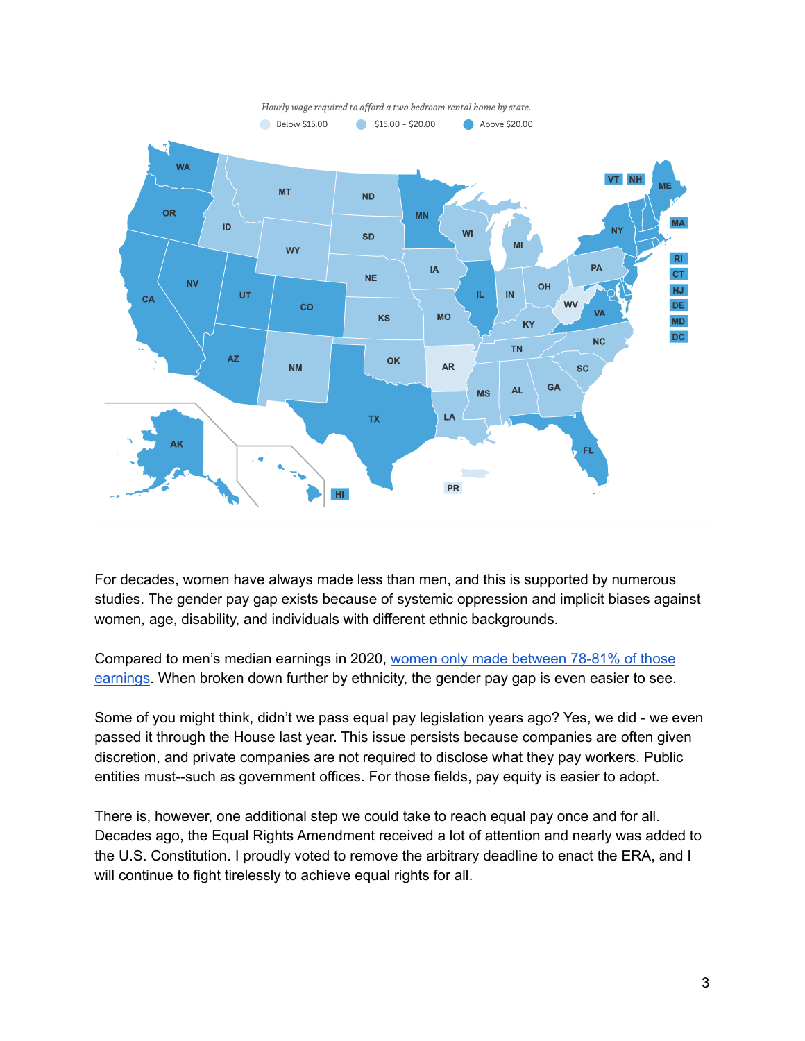*Hourly wage required to afford a two bedroom rental home by state.*

Below $15.00 | $15.00 - $20.00 | Above $20.00

For decades, women have always made less than men, and this is supported by numerous studies. The gender pay gap exists because of systemic oppression and implicit biases against women, age, disability, and individuals with different ethnic backgrounds.

Compared to men's median earnings in 2020, women only made between 78-81% of those earnings. When broken down further by ethnicity, the gender pay gap is even easier to see.

Some of you might think, didn't we pass equal pay legislation years ago? Yes, we did - we even passed it through the House last year. This issue persists because companies are often given discretion, and private companies are not required to disclose what they pay workers. Public entities must--such as government offices. For those fields, pay equity is easier to adopt.

There is, however, one additional step we could take to reach equal pay once and for all. Decades ago, the Equal Rights Amendment received a lot of attention and nearly was added to the U.S. Constitution. I proudly voted to remove the arbitrary deadline to enact the ERA, and I will continue to fight tirelessly to achieve equal rights for all.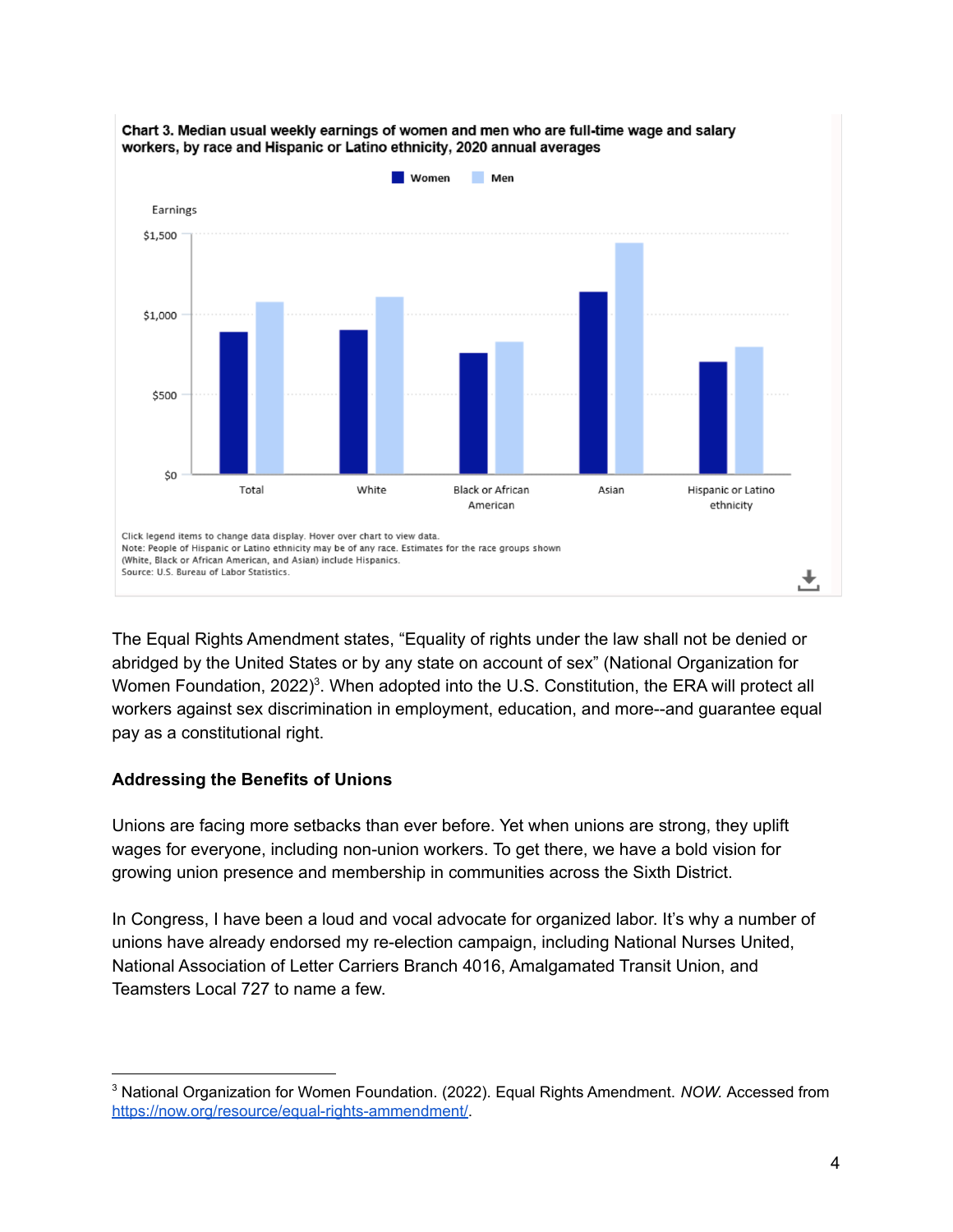**Chart 3. Median usual weekly earnings of women and men who are full-time wage and salary workers, by race and Hispanic or Latino ethnicity, 2020 annual averages**

Click legend items to change data display. Hover over chart to view data.
Note: People of Hispanic or Latino ethnicity may be of any race. Estimates for the race groups shown (White, Black or African American, and Asian) include Hispanics.
Source: U.S. Bureau of Labor Statistics.

The Equal Rights Amendment states, "Equality of rights under the law shall not be denied or abridged by the United States or by any state on account of sex" (National Organization for Women Foundation, 2022)[3]. When adopted into the U.S. Constitution, the ERA will protect all workers against sex discrimination in employment, education, and more--and guarantee equal pay as a constitutional right.

**Addressing the Benefits of Unions**

Unions are facing more setbacks than ever before. Yet when unions are strong, they uplift wages for everyone, including non-union workers. To get there, we have a bold vision for growing union presence and membership in communities across the Sixth District.

In Congress, I have been a loud and vocal advocate for organized labor. It's why a number of unions have already endorsed my re-election campaign, including National Nurses United, National Association of Letter Carriers Branch 4016, Amalgamated Transit Union, and Teamsters Local 727 to name a few.

---

[3] National Organization for Women Foundation. (2022). Equal Rights Amendment. *NOW.* Accessed from https://now.org/resource/equal-rights-ammendment/.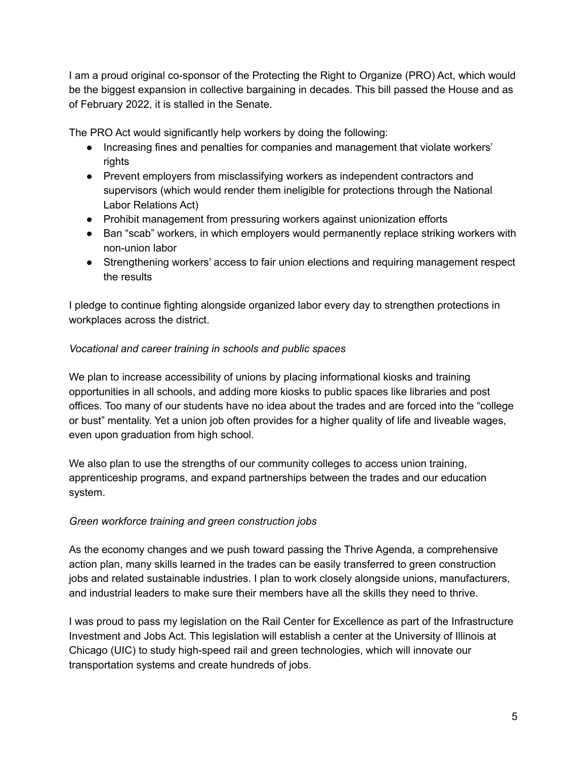I am a proud original co-sponsor of the Protecting the Right to Organize (PRO) Act, which would be the biggest expansion in collective bargaining in decades. This bill passed the House and as of February 2022, it is stalled in the Senate.

The PRO Act would significantly help workers by doing the following:

- Increasing fines and penalties for companies and management that violate workers' rights
- Prevent employers from misclassifying workers as independent contractors and supervisors (which would render them ineligible for protections through the National Labor Relations Act)
- Prohibit management from pressuring workers against unionization efforts
- Ban "scab" workers, in which employers would permanently replace striking workers with non-union labor
- Strengthening workers' access to fair union elections and requiring management respect the results

I pledge to continue fighting alongside organized labor every day to strengthen protections in workplaces across the district.

*Vocational and career training in schools and public spaces*

We plan to increase accessibility of unions by placing informational kiosks and training opportunities in all schools, and adding more kiosks to public spaces like libraries and post offices. Too many of our students have no idea about the trades and are forced into the "college or bust" mentality. Yet a union job often provides for a higher quality of life and liveable wages, even upon graduation from high school.

We also plan to use the strengths of our community colleges to access union training, apprenticeship programs, and expand partnerships between the trades and our education system.

*Green workforce training and green construction jobs*

As the economy changes and we push toward passing the Thrive Agenda, a comprehensive action plan, many skills learned in the trades can be easily transferred to green construction jobs and related sustainable industries. I plan to work closely alongside unions, manufacturers, and industrial leaders to make sure their members have all the skills they need to thrive.

I was proud to pass my legislation on the Rail Center for Excellence as part of the Infrastructure Investment and Jobs Act. This legislation will establish a center at the University of Illinois at Chicago (UIC) to study high-speed rail and green technologies, which will innovate our transportation systems and create hundreds of jobs.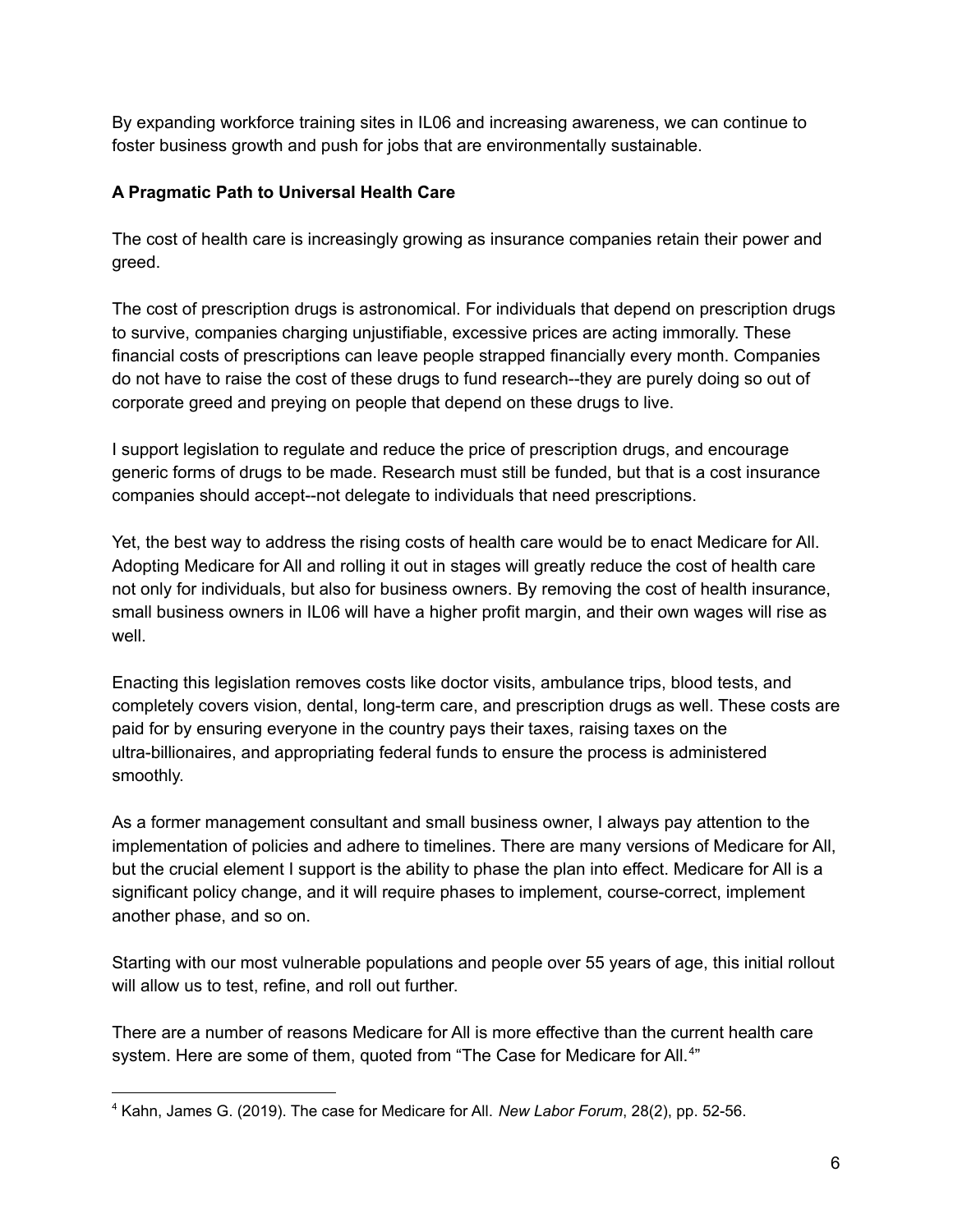By expanding workforce training sites in IL06 and increasing awareness, we can continue to foster business growth and push for jobs that are environmentally sustainable.

**A Pragmatic Path to Universal Health Care**

The cost of health care is increasingly growing as insurance companies retain their power and greed.

The cost of prescription drugs is astronomical. For individuals that depend on prescription drugs to survive, companies charging unjustifiable, excessive prices are acting immorally. These financial costs of prescriptions can leave people strapped financially every month. Companies do not have to raise the cost of these drugs to fund research--they are purely doing so out of corporate greed and preying on people that depend on these drugs to live.

I support legislation to regulate and reduce the price of prescription drugs, and encourage generic forms of drugs to be made. Research must still be funded, but that is a cost insurance companies should accept--not delegate to individuals that need prescriptions.

Yet, the best way to address the rising costs of health care would be to enact Medicare for All. Adopting Medicare for All and rolling it out in stages will greatly reduce the cost of health care not only for individuals, but also for business owners. By removing the cost of health insurance, small business owners in IL06 will have a higher profit margin, and their own wages will rise as well.

Enacting this legislation removes costs like doctor visits, ambulance trips, blood tests, and completely covers vision, dental, long-term care, and prescription drugs as well. These costs are paid for by ensuring everyone in the country pays their taxes, raising taxes on the ultra-billionaires, and appropriating federal funds to ensure the process is administered smoothly.

As a former management consultant and small business owner, I always pay attention to the implementation of policies and adhere to timelines. There are many versions of Medicare for All, but the crucial element I support is the ability to phase the plan into effect. Medicare for All is a significant policy change, and it will require phases to implement, course-correct, implement another phase, and so on.

Starting with our most vulnerable populations and people over 55 years of age, this initial rollout will allow us to test, refine, and roll out further.

There are a number of reasons Medicare for All is more effective than the current health care system. Here are some of them, quoted from "The Case for Medicare for All.[4]"

[4] Kahn, James G. (2019). The case for Medicare for All. *New Labor Forum*, 28(2), pp. 52-56.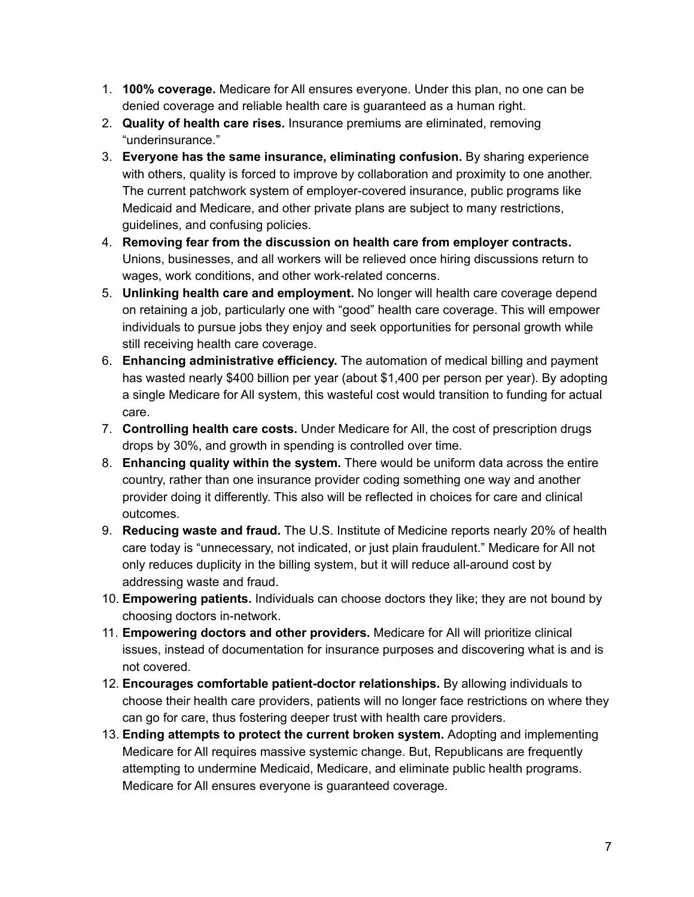1. **100% coverage.** Medicare for All ensures everyone. Under this plan, no one can be denied coverage and reliable health care is guaranteed as a human right.
2. **Quality of health care rises.** Insurance premiums are eliminated, removing "underinsurance."
3. **Everyone has the same insurance, eliminating confusion.** By sharing experience with others, quality is forced to improve by collaboration and proximity to one another. The current patchwork system of employer-covered insurance, public programs like Medicaid and Medicare, and other private plans are subject to many restrictions, guidelines, and confusing policies.
4. **Removing fear from the discussion on health care from employer contracts.** Unions, businesses, and all workers will be relieved once hiring discussions return to wages, work conditions, and other work-related concerns.
5. **Unlinking health care and employment.** No longer will health care coverage depend on retaining a job, particularly one with "good" health care coverage. This will empower individuals to pursue jobs they enjoy and seek opportunities for personal growth while still receiving health care coverage.
6. **Enhancing administrative efficiency.** The automation of medical billing and payment has wasted nearly $400 billion per year (about $1,400 per person per year). By adopting a single Medicare for All system, this wasteful cost would transition to funding for actual care.
7. **Controlling health care costs.** Under Medicare for All, the cost of prescription drugs drops by 30%, and growth in spending is controlled over time.
8. **Enhancing quality within the system.** There would be uniform data across the entire country, rather than one insurance provider coding something one way and another provider doing it differently. This also will be reflected in choices for care and clinical outcomes.
9. **Reducing waste and fraud.** The U.S. Institute of Medicine reports nearly 20% of health care today is "unnecessary, not indicated, or just plain fraudulent." Medicare for All not only reduces duplicity in the billing system, but it will reduce all-around cost by addressing waste and fraud.
10. **Empowering patients.** Individuals can choose doctors they like; they are not bound by choosing doctors in-network.
11. **Empowering doctors and other providers.** Medicare for All will prioritize clinical issues, instead of documentation for insurance purposes and discovering what is and is not covered.
12. **Encourages comfortable patient-doctor relationships.** By allowing individuals to choose their health care providers, patients will no longer face restrictions on where they can go for care, thus fostering deeper trust with health care providers.
13. **Ending attempts to protect the current broken system.** Adopting and implementing Medicare for All requires massive systemic change. But, Republicans are frequently attempting to undermine Medicaid, Medicare, and eliminate public health programs. Medicare for All ensures everyone is guaranteed coverage.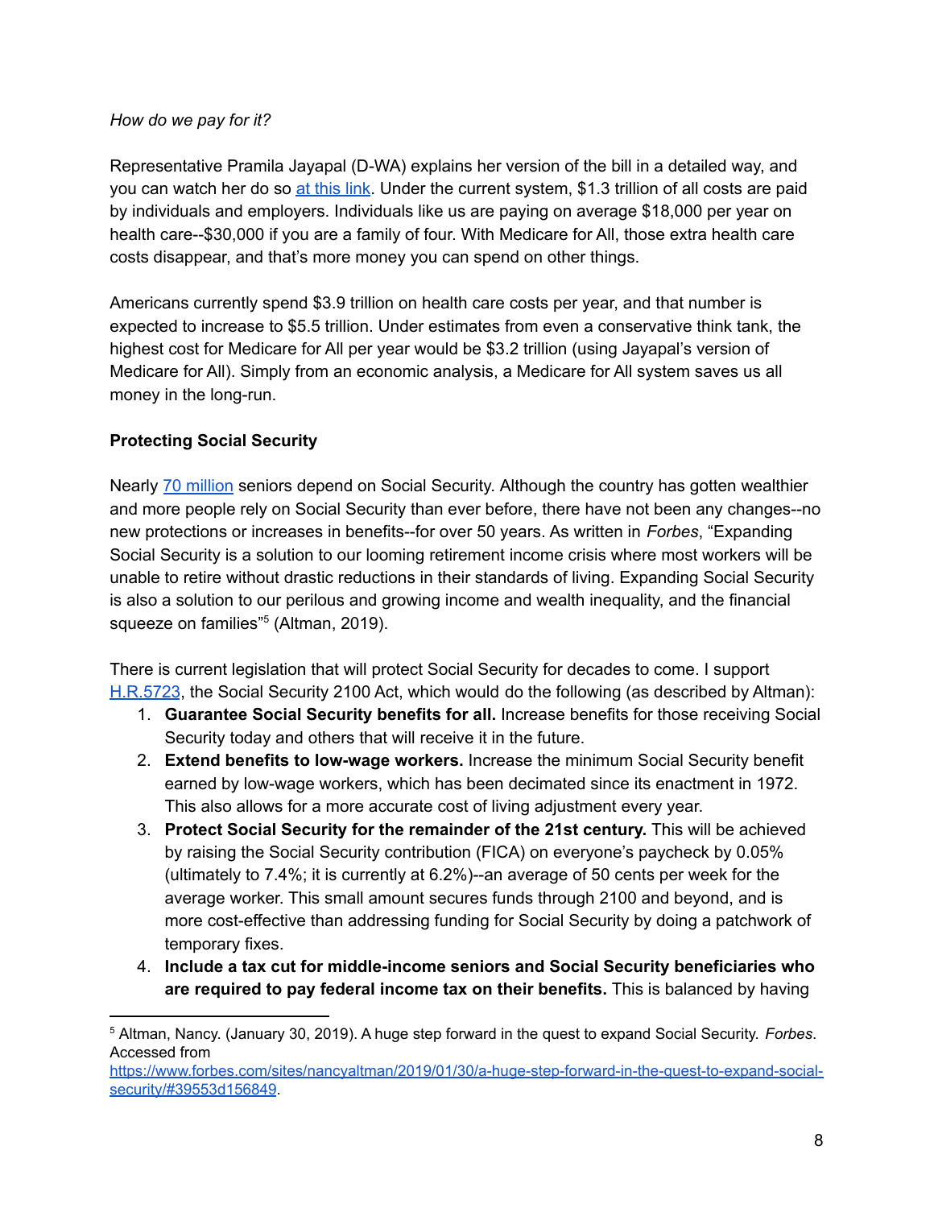*How do we pay for it?*

Representative Pramila Jayapal (D-WA) explains her version of the bill in a detailed way, and you can watch her do so at this link. Under the current system, $1.3 trillion of all costs are paid by individuals and employers. Individuals like us are paying on average $18,000 per year on health care--$30,000 if you are a family of four. With Medicare for All, those extra health care costs disappear, and that's more money you can spend on other things.

Americans currently spend $3.9 trillion on health care costs per year, and that number is expected to increase to $5.5 trillion. Under estimates from even a conservative think tank, the highest cost for Medicare for All per year would be $3.2 trillion (using Jayapal's version of Medicare for All). Simply from an economic analysis, a Medicare for All system saves us all money in the long-run.

**Protecting Social Security**

Nearly 70 million seniors depend on Social Security. Although the country has gotten wealthier and more people rely on Social Security than ever before, there have not been any changes--no new protections or increases in benefits--for over 50 years. As written in *Forbes*, "Expanding Social Security is a solution to our looming retirement income crisis where most workers will be unable to retire without drastic reductions in their standards of living. Expanding Social Security is also a solution to our perilous and growing income and wealth inequality, and the financial squeeze on families"[5] (Altman, 2019).

There is current legislation that will protect Social Security for decades to come. I support H.R.5723, the Social Security 2100 Act, which would do the following (as described by Altman):

1. **Guarantee Social Security benefits for all.** Increase benefits for those receiving Social Security today and others that will receive it in the future.
2. **Extend benefits to low-wage workers.** Increase the minimum Social Security benefit earned by low-wage workers, which has been decimated since its enactment in 1972. This also allows for a more accurate cost of living adjustment every year.
3. **Protect Social Security for the remainder of the 21st century.** This will be achieved by raising the Social Security contribution (FICA) on everyone's paycheck by 0.05% (ultimately to 7.4%; it is currently at 6.2%)--an average of 50 cents per week for the average worker. This small amount secures funds through 2100 and beyond, and is more cost-effective than addressing funding for Social Security by doing a patchwork of temporary fixes.
4. **Include a tax cut for middle-income seniors and Social Security beneficiaries who are required to pay federal income tax on their benefits.** This is balanced by having

---

[5] Altman, Nancy. (January 30, 2019). A huge step forward in the quest to expand Social Security. *Forbes*. Accessed from https://www.forbes.com/sites/nancyaltman/2019/01/30/a-huge-step-forward-in-the-quest-to-expand-social-security/#39553d156849.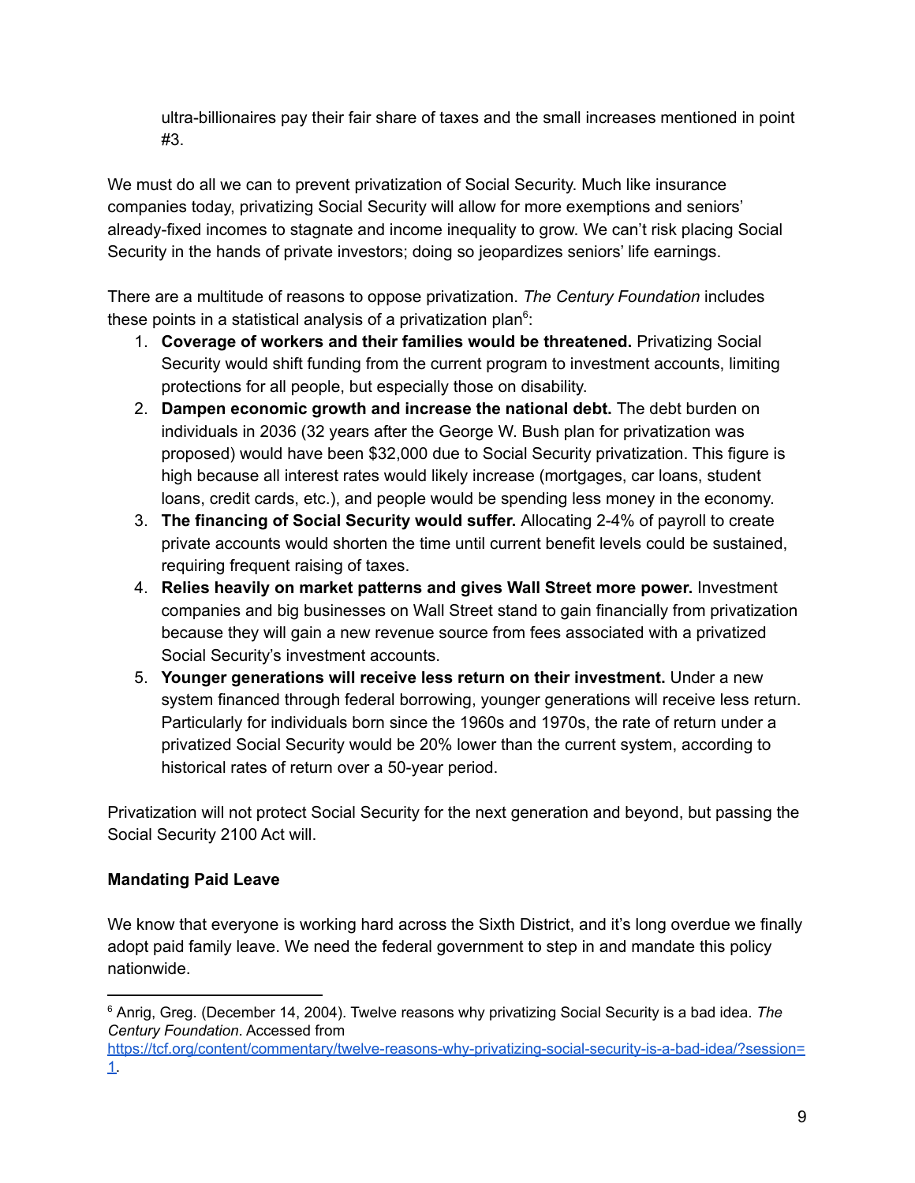ultra-billionaires pay their fair share of taxes and the small increases mentioned in point #3.

We must do all we can to prevent privatization of Social Security. Much like insurance companies today, privatizing Social Security will allow for more exemptions and seniors' already-fixed incomes to stagnate and income inequality to grow. We can't risk placing Social Security in the hands of private investors; doing so jeopardizes seniors' life earnings.

There are a multitude of reasons to oppose privatization. *The Century Foundation* includes these points in a statistical analysis of a privatization plan[6]:

1. **Coverage of workers and their families would be threatened.** Privatizing Social Security would shift funding from the current program to investment accounts, limiting protections for all people, but especially those on disability.
2. **Dampen economic growth and increase the national debt.** The debt burden on individuals in 2036 (32 years after the George W. Bush plan for privatization was proposed) would have been $32,000 due to Social Security privatization. This figure is high because all interest rates would likely increase (mortgages, car loans, student loans, credit cards, etc.), and people would be spending less money in the economy.
3. **The financing of Social Security would suffer.** Allocating 2-4% of payroll to create private accounts would shorten the time until current benefit levels could be sustained, requiring frequent raising of taxes.
4. **Relies heavily on market patterns and gives Wall Street more power.** Investment companies and big businesses on Wall Street stand to gain financially from privatization because they will gain a new revenue source from fees associated with a privatized Social Security's investment accounts.
5. **Younger generations will receive less return on their investment.** Under a new system financed through federal borrowing, younger generations will receive less return. Particularly for individuals born since the 1960s and 1970s, the rate of return under a privatized Social Security would be 20% lower than the current system, according to historical rates of return over a 50-year period.

Privatization will not protect Social Security for the next generation and beyond, but passing the Social Security 2100 Act will.

**Mandating Paid Leave**

We know that everyone is working hard across the Sixth District, and it's long overdue we finally adopt paid family leave. We need the federal government to step in and mandate this policy nationwide.

---

[6] Anrig, Greg. (December 14, 2004). Twelve reasons why privatizing Social Security is a bad idea. *The Century Foundation*. Accessed from https://tcf.org/content/commentary/twelve-reasons-why-privatizing-social-security-is-a-bad-idea/?session=1.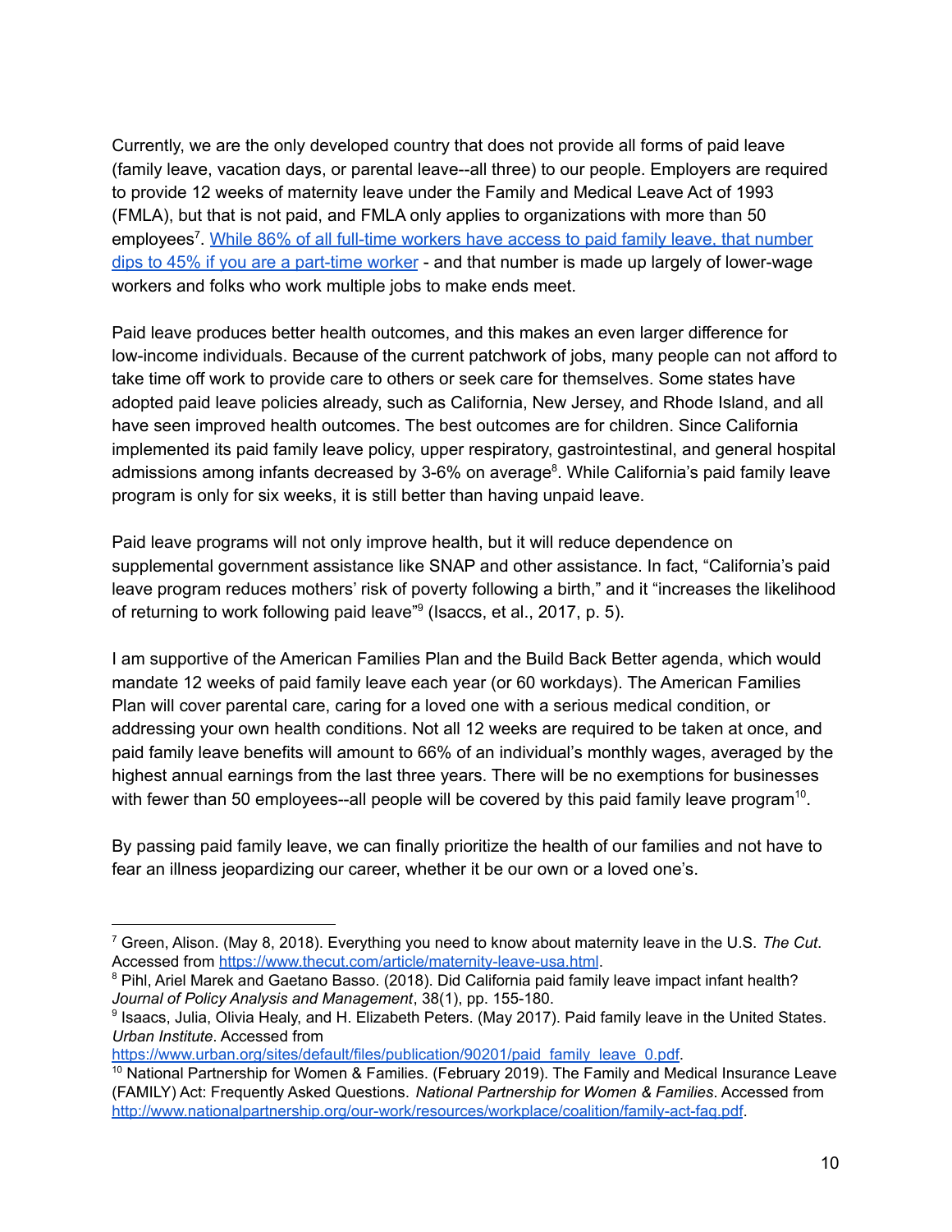Currently, we are the only developed country that does not provide all forms of paid leave (family leave, vacation days, or parental leave--all three) to our people. Employers are required to provide 12 weeks of maternity leave under the Family and Medical Leave Act of 1993 (FMLA), but that is not paid, and FMLA only applies to organizations with more than 50 employees[7]. [While 86% of all full-time workers have access to paid family leave, that number dips to 45% if you are a part-time worker] - and that number is made up largely of lower-wage workers and folks who work multiple jobs to make ends meet.

Paid leave produces better health outcomes, and this makes an even larger difference for low-income individuals. Because of the current patchwork of jobs, many people can not afford to take time off work to provide care to others or seek care for themselves. Some states have adopted paid leave policies already, such as California, New Jersey, and Rhode Island, and all have seen improved health outcomes. The best outcomes are for children. Since California implemented its paid family leave policy, upper respiratory, gastrointestinal, and general hospital admissions among infants decreased by 3-6% on average[8]. While California's paid family leave program is only for six weeks, it is still better than having unpaid leave.

Paid leave programs will not only improve health, but it will reduce dependence on supplemental government assistance like SNAP and other assistance. In fact, "California's paid leave program reduces mothers' risk of poverty following a birth," and it "increases the likelihood of returning to work following paid leave"[9] (Isaccs, et al., 2017, p. 5).

I am supportive of the American Families Plan and the Build Back Better agenda, which would mandate 12 weeks of paid family leave each year (or 60 workdays). The American Families Plan will cover parental care, caring for a loved one with a serious medical condition, or addressing your own health conditions. Not all 12 weeks are required to be taken at once, and paid family leave benefits will amount to 66% of an individual's monthly wages, averaged by the highest annual earnings from the last three years. There will be no exemptions for businesses with fewer than 50 employees--all people will be covered by this paid family leave program[10].

By passing paid family leave, we can finally prioritize the health of our families and not have to fear an illness jeopardizing our career, whether it be our own or a loved one's.

---

[7] Green, Alison. (May 8, 2018). Everything you need to know about maternity leave in the U.S. *The Cut*. Accessed from https://www.thecut.com/article/maternity-leave-usa.html.

[8] Pihl, Ariel Marek and Gaetano Basso. (2018). Did California paid family leave impact infant health? *Journal of Policy Analysis and Management*, 38(1), pp. 155-180.

[9] Isaacs, Julia, Olivia Healy, and H. Elizabeth Peters. (May 2017). Paid family leave in the United States. *Urban Institute*. Accessed from https://www.urban.org/sites/default/files/publication/90201/paid_family_leave_0.pdf.

[10] National Partnership for Women & Families. (February 2019). The Family and Medical Insurance Leave (FAMILY) Act: Frequently Asked Questions. *National Partnership for Women & Families*. Accessed from http://www.nationalpartnership.org/our-work/resources/workplace/coalition/family-act-faq.pdf.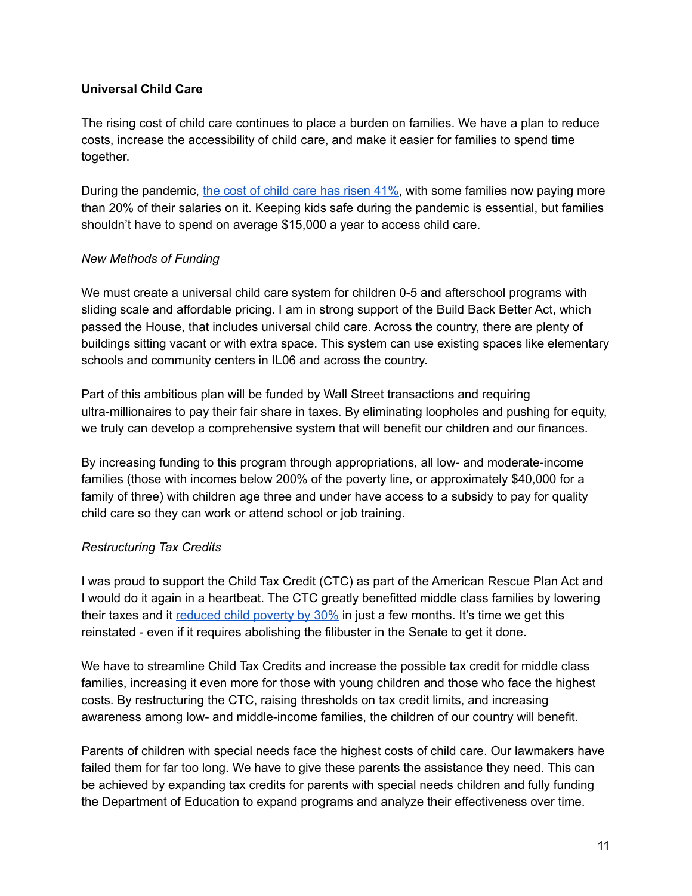**Universal Child Care**

The rising cost of child care continues to place a burden on families. We have a plan to reduce costs, increase the accessibility of child care, and make it easier for families to spend time together.

During the pandemic, the cost of child care has risen 41%, with some families now paying more than 20% of their salaries on it. Keeping kids safe during the pandemic is essential, but families shouldn't have to spend on average $15,000 a year to access child care.

*New Methods of Funding*

We must create a universal child care system for children 0-5 and afterschool programs with sliding scale and affordable pricing. I am in strong support of the Build Back Better Act, which passed the House, that includes universal child care. Across the country, there are plenty of buildings sitting vacant or with extra space. This system can use existing spaces like elementary schools and community centers in IL06 and across the country.

Part of this ambitious plan will be funded by Wall Street transactions and requiring ultra-millionaires to pay their fair share in taxes. By eliminating loopholes and pushing for equity, we truly can develop a comprehensive system that will benefit our children and our finances.

By increasing funding to this program through appropriations, all low- and moderate-income families (those with incomes below 200% of the poverty line, or approximately $40,000 for a family of three) with children age three and under have access to a subsidy to pay for quality child care so they can work or attend school or job training.

*Restructuring Tax Credits*

I was proud to support the Child Tax Credit (CTC) as part of the American Rescue Plan Act and I would do it again in a heartbeat. The CTC greatly benefitted middle class families by lowering their taxes and it reduced child poverty by 30% in just a few months. It's time we get this reinstated - even if it requires abolishing the filibuster in the Senate to get it done.

We have to streamline Child Tax Credits and increase the possible tax credit for middle class families, increasing it even more for those with young children and those who face the highest costs. By restructuring the CTC, raising thresholds on tax credit limits, and increasing awareness among low- and middle-income families, the children of our country will benefit.

Parents of children with special needs face the highest costs of child care. Our lawmakers have failed them for far too long. We have to give these parents the assistance they need. This can be achieved by expanding tax credits for parents with special needs children and fully funding the Department of Education to expand programs and analyze their effectiveness over time.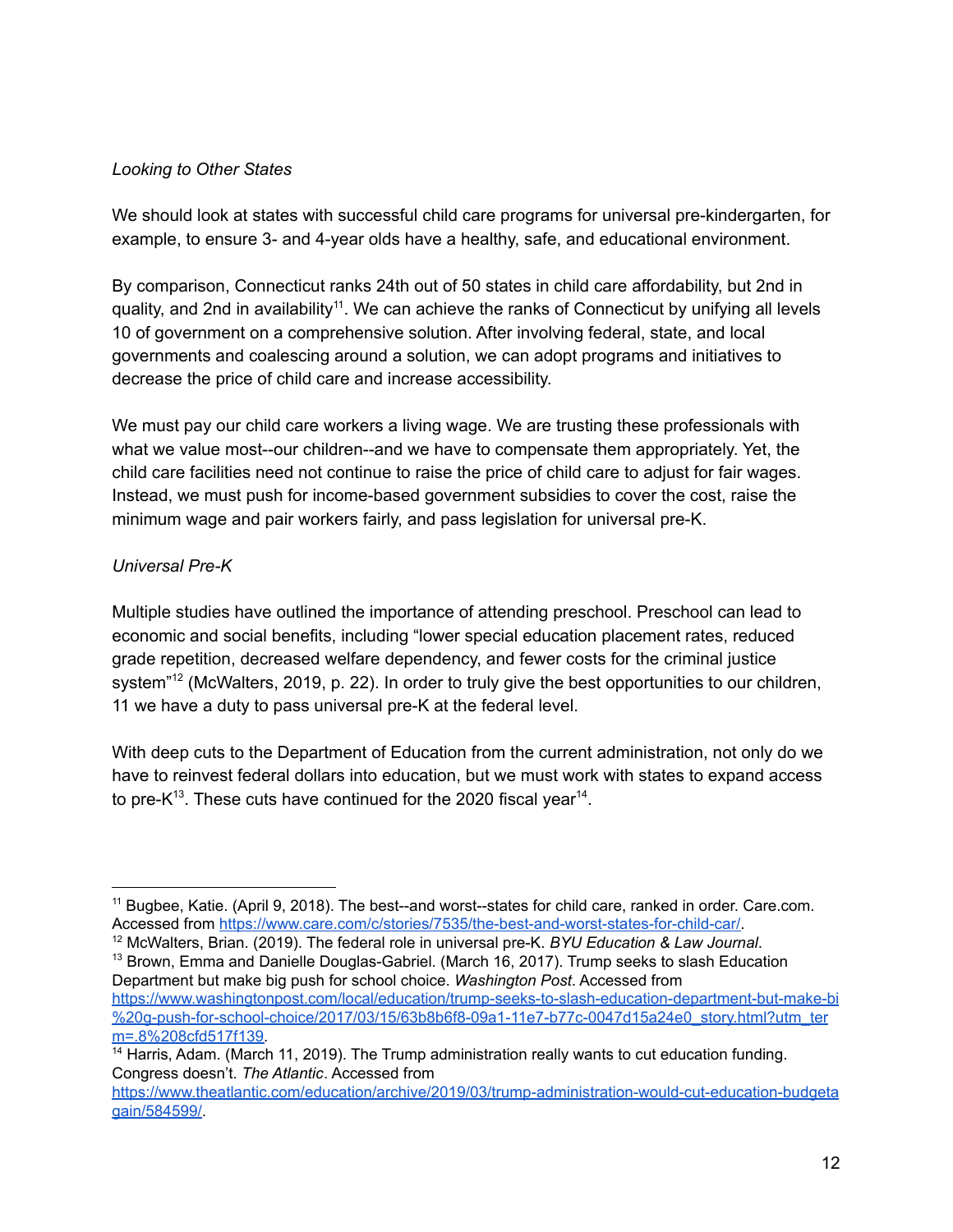*Looking to Other States*

We should look at states with successful child care programs for universal pre-kindergarten, for example, to ensure 3- and 4-year olds have a healthy, safe, and educational environment.

By comparison, Connecticut ranks 24th out of 50 states in child care affordability, but 2nd in quality, and 2nd in availability[11]. We can achieve the ranks of Connecticut by unifying all levels 10 of government on a comprehensive solution. After involving federal, state, and local governments and coalescing around a solution, we can adopt programs and initiatives to decrease the price of child care and increase accessibility.

We must pay our child care workers a living wage. We are trusting these professionals with what we value most--our children--and we have to compensate them appropriately. Yet, the child care facilities need not continue to raise the price of child care to adjust for fair wages. Instead, we must push for income-based government subsidies to cover the cost, raise the minimum wage and pair workers fairly, and pass legislation for universal pre-K.

*Universal Pre-K*

Multiple studies have outlined the importance of attending preschool. Preschool can lead to economic and social benefits, including "lower special education placement rates, reduced grade repetition, decreased welfare dependency, and fewer costs for the criminal justice system"[12] (McWalters, 2019, p. 22). In order to truly give the best opportunities to our children, 11 we have a duty to pass universal pre-K at the federal level.

With deep cuts to the Department of Education from the current administration, not only do we have to reinvest federal dollars into education, but we must work with states to expand access to pre-K[13]. These cuts have continued for the 2020 fiscal year[14].

---

[11] Bugbee, Katie. (April 9, 2018). The best--and worst--states for child care, ranked in order. Care.com. Accessed from https://www.care.com/c/stories/7535/the-best-and-worst-states-for-child-car/.

[12] McWalters, Brian. (2019). The federal role in universal pre-K. *BYU Education & Law Journal*.

[13] Brown, Emma and Danielle Douglas-Gabriel. (March 16, 2017). Trump seeks to slash Education Department but make big push for school choice. *Washington Post*. Accessed from https://www.washingtonpost.com/local/education/trump-seeks-to-slash-education-department-but-make-bi%20g-push-for-school-choice/2017/03/15/63b8b6f8-09a1-11e7-b77c-0047d15a24e0_story.html?utm_term=.8%208cfd517f139.

[14] Harris, Adam. (March 11, 2019). The Trump administration really wants to cut education funding. Congress doesn't. *The Atlantic*. Accessed from https://www.theatlantic.com/education/archive/2019/03/trump-administration-would-cut-education-budgetagain/584599/.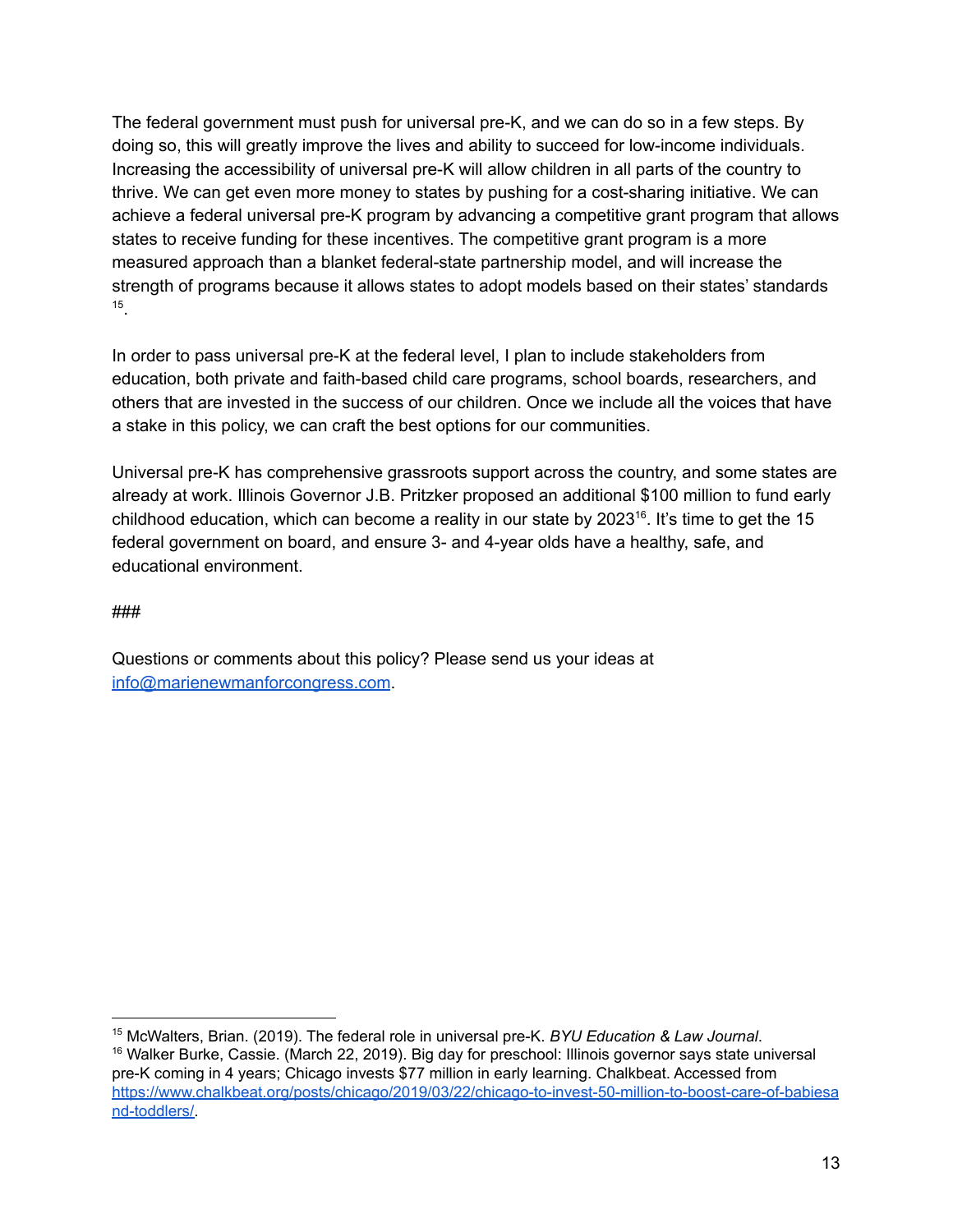The federal government must push for universal pre-K, and we can do so in a few steps. By doing so, this will greatly improve the lives and ability to succeed for low-income individuals. Increasing the accessibility of universal pre-K will allow children in all parts of the country to thrive. We can get even more money to states by pushing for a cost-sharing initiative. We can achieve a federal universal pre-K program by advancing a competitive grant program that allows states to receive funding for these incentives. The competitive grant program is a more measured approach than a blanket federal-state partnership model, and will increase the strength of programs because it allows states to adopt models based on their states' standards [15].

In order to pass universal pre-K at the federal level, I plan to include stakeholders from education, both private and faith-based child care programs, school boards, researchers, and others that are invested in the success of our children. Once we include all the voices that have a stake in this policy, we can craft the best options for our communities.

Universal pre-K has comprehensive grassroots support across the country, and some states are already at work. Illinois Governor J.B. Pritzker proposed an additional $100 million to fund early childhood education, which can become a reality in our state by 2023[16]. It's time to get the 15 federal government on board, and ensure 3- and 4-year olds have a healthy, safe, and educational environment.

###

Questions or comments about this policy? Please send us your ideas at info@marienewmanforcongress.com.

---

[15] McWalters, Brian. (2019). The federal role in universal pre-K. *BYU Education & Law Journal*.

[16] Walker Burke, Cassie. (March 22, 2019). Big day for preschool: Illinois governor says state universal pre-K coming in 4 years; Chicago invests $77 million in early learning. Chalkbeat. Accessed from https://www.chalkbeat.org/posts/chicago/2019/03/22/chicago-to-invest-50-million-to-boost-care-of-babiesand-toddlers/.